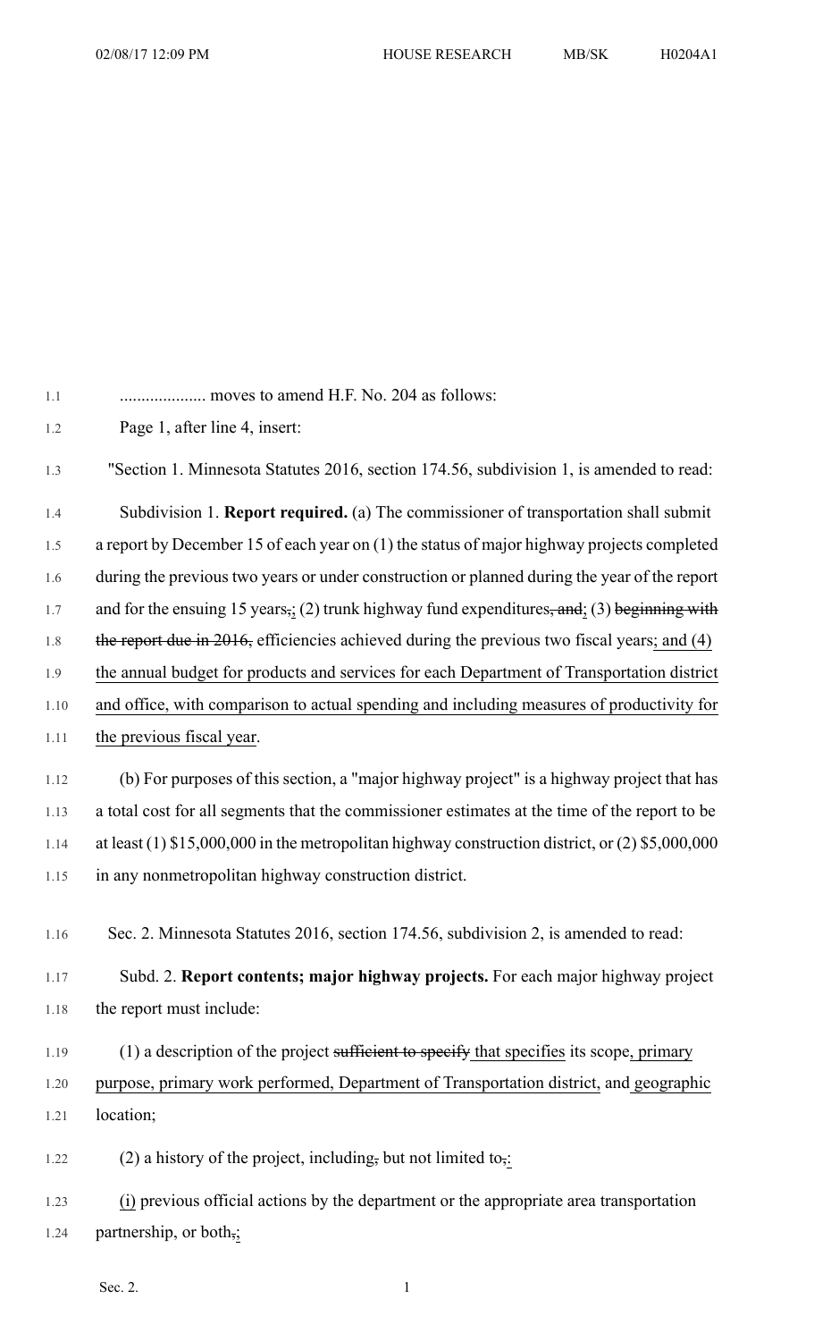.................... moves to amend H.F. No. 204 as follows:

Page 1, after line 4, insert:

"Section 1. Minnesota Statutes 2016, section 174.56, subdivision 1, is amended to read:

Subdivision 1. **Report required.** (a) The commissioner of transportation shall submit a report by December 15 of each year on (1) the status of major highway projects completed during the previous two years or under construction or planned during the year of the report and for the ensuing 15 years~~,~~; (2) trunk highway fund expenditures~~, and~~; (3) ~~beginning with the report due in 2016,~~ efficiencies achieved during the previous two fiscal years; and (4) the annual budget for products and services for each Department of Transportation district and office, with comparison to actual spending and including measures of productivity for the previous fiscal year.

(b) For purposes of this section, a "major highway project" is a highway project that has a total cost for all segments that the commissioner estimates at the time of the report to be at least (1) $15,000,000 in the metropolitan highway construction district, or (2) $5,000,000 in any nonmetropolitan highway construction district.

Sec. 2. Minnesota Statutes 2016, section 174.56, subdivision 2, is amended to read:

Subd. 2. **Report contents; major highway projects.** For each major highway project the report must include:

(1) a description of the project ~~sufficient to specify~~ that specifies its scope, primary purpose, primary work performed, Department of Transportation district, and geographic location;

(2) a history of the project, including~~,~~ but not limited to~~,~~:

(i) previous official actions by the department or the appropriate area transportation partnership, or both~~,~~;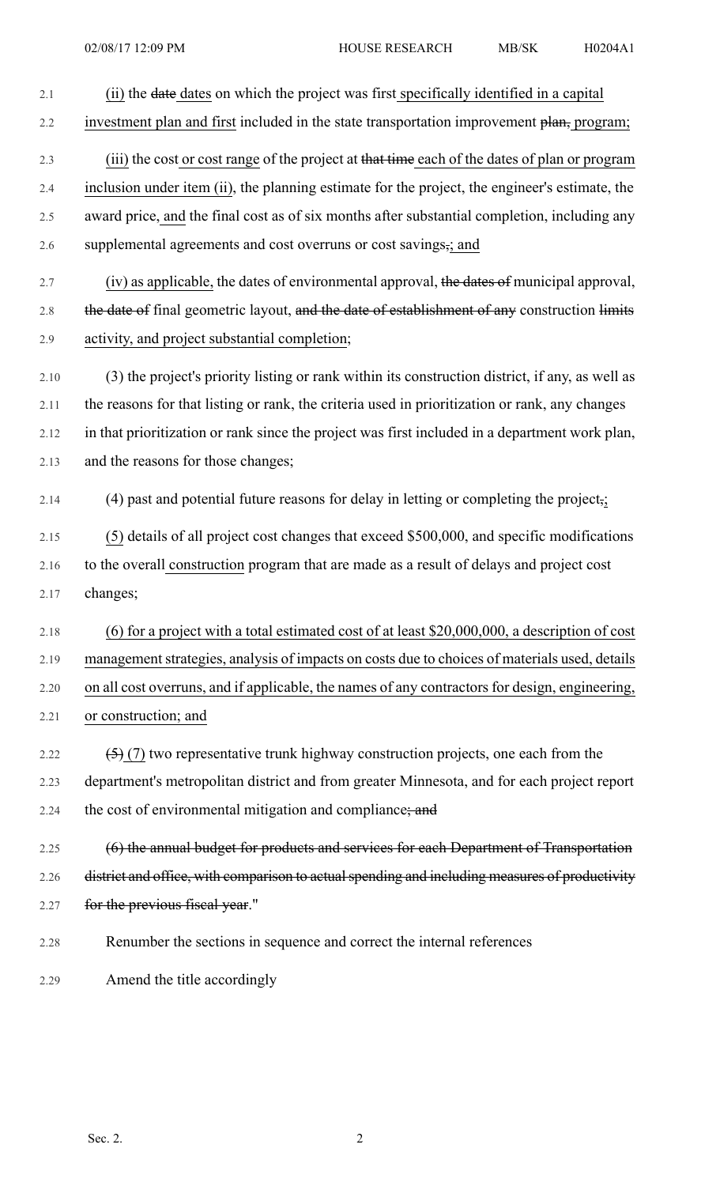(ii) the ~~date~~ dates on which the project was first specifically identified in a capital investment plan and first included in the state transportation improvement ~~plan,~~ program;

(iii) the cost or cost range of the project at ~~that time~~ each of the dates of plan or program inclusion under item (ii), the planning estimate for the project, the engineer's estimate, the award price, and the final cost as of six months after substantial completion, including any supplemental agreements and cost overruns or cost savings~~,~~; and

(iv) as applicable, the dates of environmental approval, ~~the dates of~~ municipal approval, ~~the date of~~ final geometric layout, ~~and the date of establishment of any~~ construction ~~limits~~ activity, and project substantial completion;

(3) the project's priority listing or rank within its construction district, if any, as well as the reasons for that listing or rank, the criteria used in prioritization or rank, any changes in that prioritization or rank since the project was first included in a department work plan, and the reasons for those changes;

(4) past and potential future reasons for delay in letting or completing the project~~,~~;

(5) details of all project cost changes that exceed $500,000, and specific modifications to the overall construction program that are made as a result of delays and project cost changes;

(6) for a project with a total estimated cost of at least $20,000,000, a description of cost management strategies, analysis of impacts on costs due to choices of materials used, details on all cost overruns, and if applicable, the names of any contractors for design, engineering, or construction; and

~~(5)~~ (7) two representative trunk highway construction projects, one each from the department's metropolitan district and from greater Minnesota, and for each project report the cost of environmental mitigation and compliance~~; and~~

~~(6) the annual budget for products and services for each Department of Transportation district and office, with comparison to actual spending and including measures of productivity for the previous fiscal year~~."

Renumber the sections in sequence and correct the internal references

Amend the title accordingly